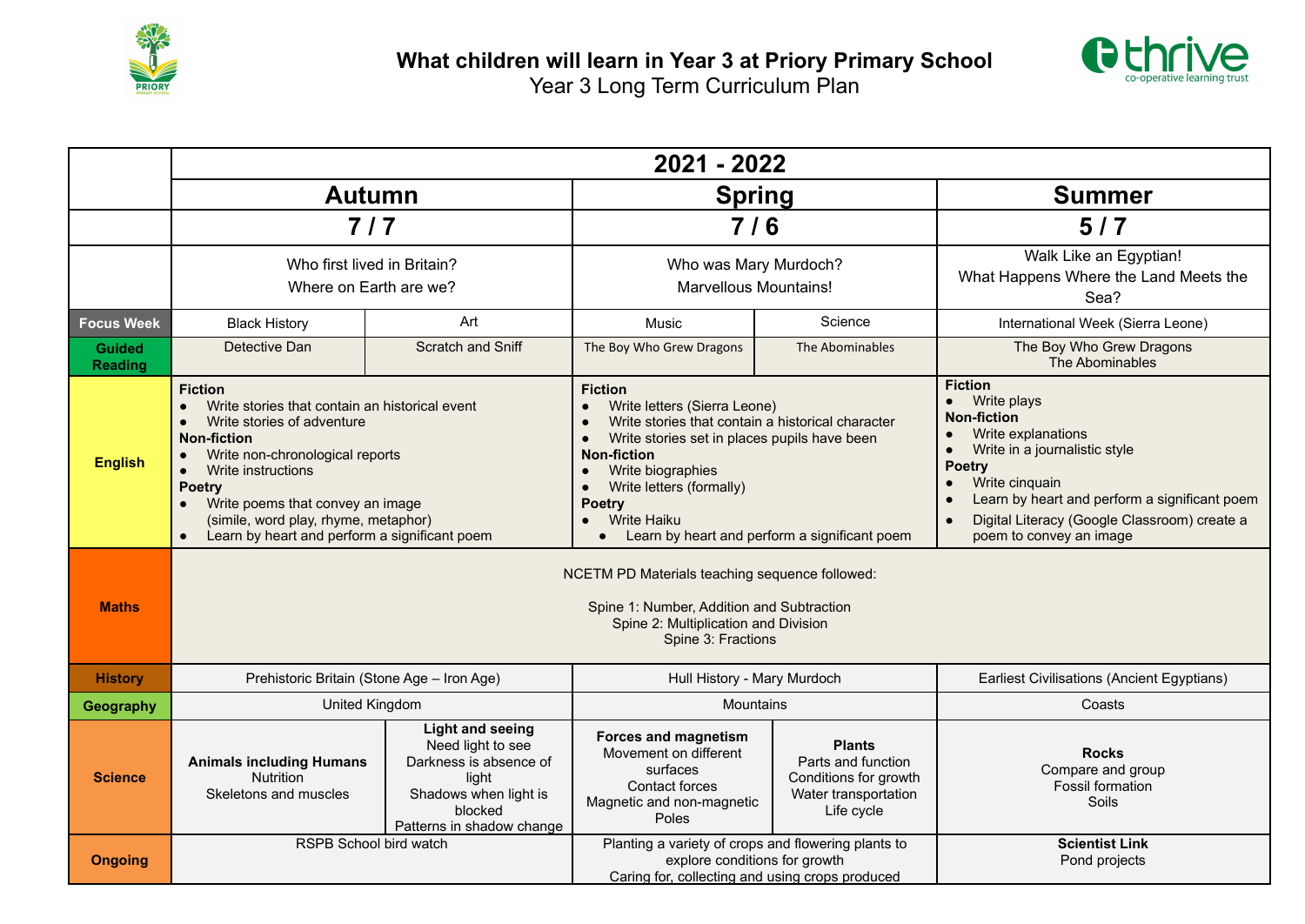# What children will learn in Year 3 at Priory Primary School

Year 3 Long Term Curriculum Plan

| | 2021 - 2022 | | | | |
|---|---|---|---|---|---|
| | **Autumn** | | **Spring** | | **Summer** |
| | **7 / 7** | | **7 / 6** | | **5 / 7** |
| | Who first lived in Britain?<br>Where on Earth are we? | | Who was Mary Murdoch?<br>Marvellous Mountains! | | Walk Like an Egyptian!<br>What Happens Where the Land Meets the Sea? |
| **Focus Week** | Black History | Art | Music | Science | International Week (Sierra Leone) |
| **Guided Reading** | Detective Dan | Scratch and Sniff | The Boy Who Grew Dragons | The Abominables | The Boy Who Grew Dragons<br>The Abominables |
| **English** | **Fiction**<br>• Write stories that contain an historical event<br>• Write stories of adventure<br>**Non-fiction**<br>• Write non-chronological reports<br>• Write instructions<br>**Poetry**<br>• Write poems that convey an image (simile, word play, rhyme, metaphor)<br>• Learn by heart and perform a significant poem | | **Fiction**<br>• Write letters (Sierra Leone)<br>• Write stories that contain a historical character<br>• Write stories set in places pupils have been<br>**Non-fiction**<br>• Write biographies<br>• Write letters (formally)<br>**Poetry**<br>• Write Haiku<br>• Learn by heart and perform a significant poem | | **Fiction**<br>• Write plays<br>**Non-fiction**<br>• Write explanations<br>• Write in a journalistic style<br>**Poetry**<br>• Write cinquain<br>• Learn by heart and perform a significant poem<br>• Digital Literacy (Google Classroom) create a poem to convey an image |
| **Maths** | NCETM PD Materials teaching sequence followed:<br><br>Spine 1: Number, Addition and Subtraction<br>Spine 2: Multiplication and Division<br>Spine 3: Fractions | | | | |
| **History** | Prehistoric Britain (Stone Age – Iron Age) | | Hull History - Mary Murdoch | | Earliest Civilisations (Ancient Egyptians) |
| **Geography** | United Kingdom | | Mountains | | Coasts |
| **Science** | **Animals including Humans**<br>Nutrition<br>Skeletons and muscles | **Light and seeing**<br>Need light to see<br>Darkness is absence of light<br>Shadows when light is blocked<br>Patterns in shadow change | **Forces and magnetism**<br>Movement on different surfaces<br>Contact forces<br>Magnetic and non-magnetic<br>Poles | **Plants**<br>Parts and function<br>Conditions for growth<br>Water transportation<br>Life cycle | **Rocks**<br>Compare and group<br>Fossil formation<br>Soils |
| **Ongoing** | RSPB School bird watch | | Planting a variety of crops and flowering plants to explore conditions for growth<br>Caring for, collecting and using crops produced | | **Scientist Link**<br>Pond projects |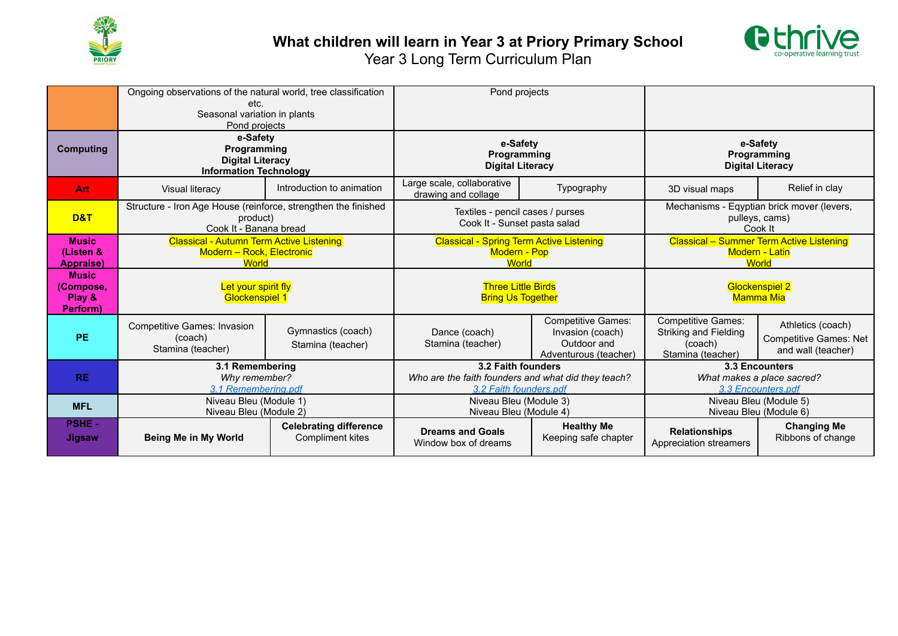# What children will learn in Year 3 at Priory Primary School

Year 3 Long Term Curriculum Plan

| | | | | | | |
|---|---|---|---|---|---|---|
| | Ongoing observations of the natural world, tree classification etc.<br>Seasonal variation in plants<br>Pond projects | | Pond projects | | | |
| **Computing** | **e-Safety<br>Programming<br>Digital Literacy<br>Information Technology** | | **e-Safety<br>Programming<br>Digital Literacy** | | **e-Safety<br>Programming<br>Digital Literacy** | |
| **Art** | Visual literacy | Introduction to animation | Large scale, collaborative drawing and collage | Typography | 3D visual maps | Relief in clay |
| **D&T** | Structure - Iron Age House (reinforce, strengthen the finished product)<br>Cook It - Banana bread | | Textiles - pencil cases / purses<br>Cook It - Sunset pasta salad | | Mechanisms - Egyptian brick mover (levers, pulleys, cams)<br>Cook It | |
| **Music (Listen & Appraise)** | Classical - Autumn Term Active Listening<br>Modern – Rock, Electronic<br>World | | Classical - Spring Term Active Listening<br>Modern - Pop<br>World | | Classical – Summer Term Active Listening<br>Modern - Latin<br>World | |
| **Music (Compose, Play & Perform)** | Let your spirit fly<br>Glockenspiel 1 | | Three Little Birds<br>Bring Us Together | | Glockenspiel 2<br>Mamma Mia | |
| **PE** | Competitive Games: Invasion (coach)<br>Stamina (teacher) | Gymnastics (coach)<br>Stamina (teacher) | Dance (coach)<br>Stamina (teacher) | Competitive Games: Invasion (coach)<br>Outdoor and Adventurous (teacher) | Competitive Games: Striking and Fielding (coach)<br>Stamina (teacher) | Athletics (coach)<br>Competitive Games: Net and wall (teacher) |
| **RE** | **3.1 Remembering**<br>*Why remember?*<br>*3.1 Remembering.pdf* | | **3.2 Faith founders**<br>*Who are the faith founders and what did they teach?*<br>*3.2 Faith founders.pdf* | | **3.3 Encounters**<br>*What makes a place sacred?*<br>*3.3 Encounters.pdf* | |
| **MFL** | Niveau Bleu (Module 1)<br>Niveau Bleu (Module 2) | | Niveau Bleu (Module 3)<br>Niveau Bleu (Module 4) | | Niveau Bleu (Module 5)<br>Niveau Bleu (Module 6) | |
| **PSHE - Jigsaw** | **Being Me in My World** | **Celebrating difference**<br>Compliment kites | **Dreams and Goals**<br>Window box of dreams | **Healthy Me**<br>Keeping safe chapter | **Relationships**<br>Appreciation streamers | **Changing Me**<br>Ribbons of change |